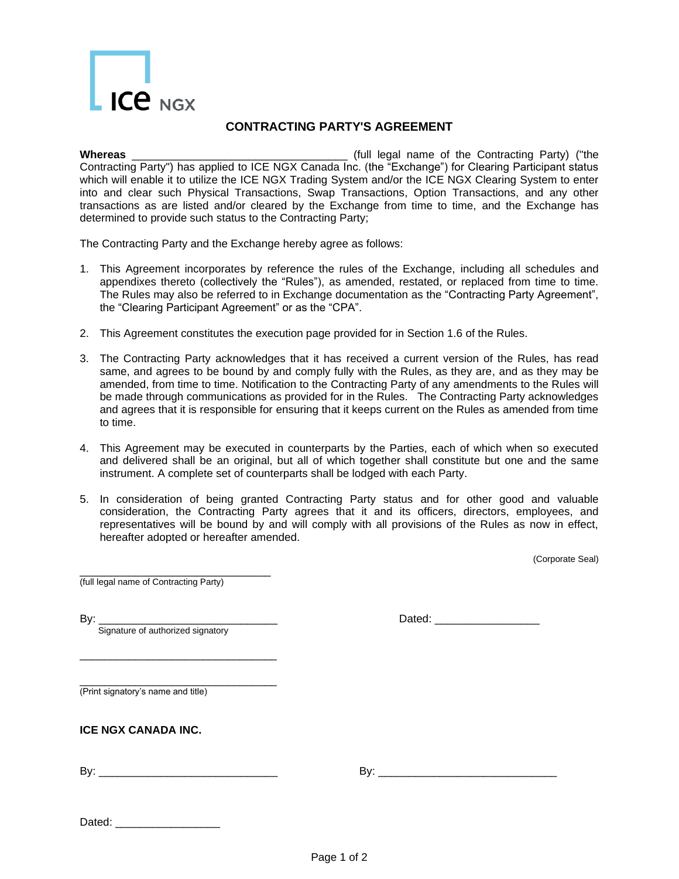ICE NGX

## CONTRACTING PARTY'S AGREEMENT

**Whereas** ____________________________________ (full legal name of the Contracting Party) ("the Contracting Party") has applied to ICE NGX Canada Inc. (the "Exchange") for Clearing Participant status which will enable it to utilize the ICE NGX Trading System and/or the ICE NGX Clearing System to enter into and clear such Physical Transactions, Swap Transactions, Option Transactions, and any other transactions as are listed and/or cleared by the Exchange from time to time, and the Exchange has determined to provide such status to the Contracting Party;

The Contracting Party and the Exchange hereby agree as follows:

1. This Agreement incorporates by reference the rules of the Exchange, including all schedules and appendixes thereto (collectively the "Rules"), as amended, restated, or replaced from time to time. The Rules may also be referred to in Exchange documentation as the "Contracting Party Agreement", the "Clearing Participant Agreement" or as the "CPA".

2. This Agreement constitutes the execution page provided for in Section 1.6 of the Rules.

3. The Contracting Party acknowledges that it has received a current version of the Rules, has read same, and agrees to be bound by and comply fully with the Rules, as they are, and as they may be amended, from time to time. Notification to the Contracting Party of any amendments to the Rules will be made through communications as provided for in the Rules. The Contracting Party acknowledges and agrees that it is responsible for ensuring that it keeps current on the Rules as amended from time to time.

4. This Agreement may be executed in counterparts by the Parties, each of which when so executed and delivered shall be an original, but all of which together shall constitute but one and the same instrument. A complete set of counterparts shall be lodged with each Party.

5. In consideration of being granted Contracting Party status and for other good and valuable consideration, the Contracting Party agrees that it and its officers, directors, employees, and representatives will be bound by and will comply with all provisions of the Rules as now in effect, hereafter adopted or hereafter amended.

(Corporate Seal)

_________________________________
(full legal name of Contracting Party)

By: ______________________________ Dated: _________________
Signature of authorized signatory

__________________________________

__________________________________
(Print signatory's name and title)

**ICE NGX CANADA INC.**

By: ______________________________ By: ______________________________

Dated: _________________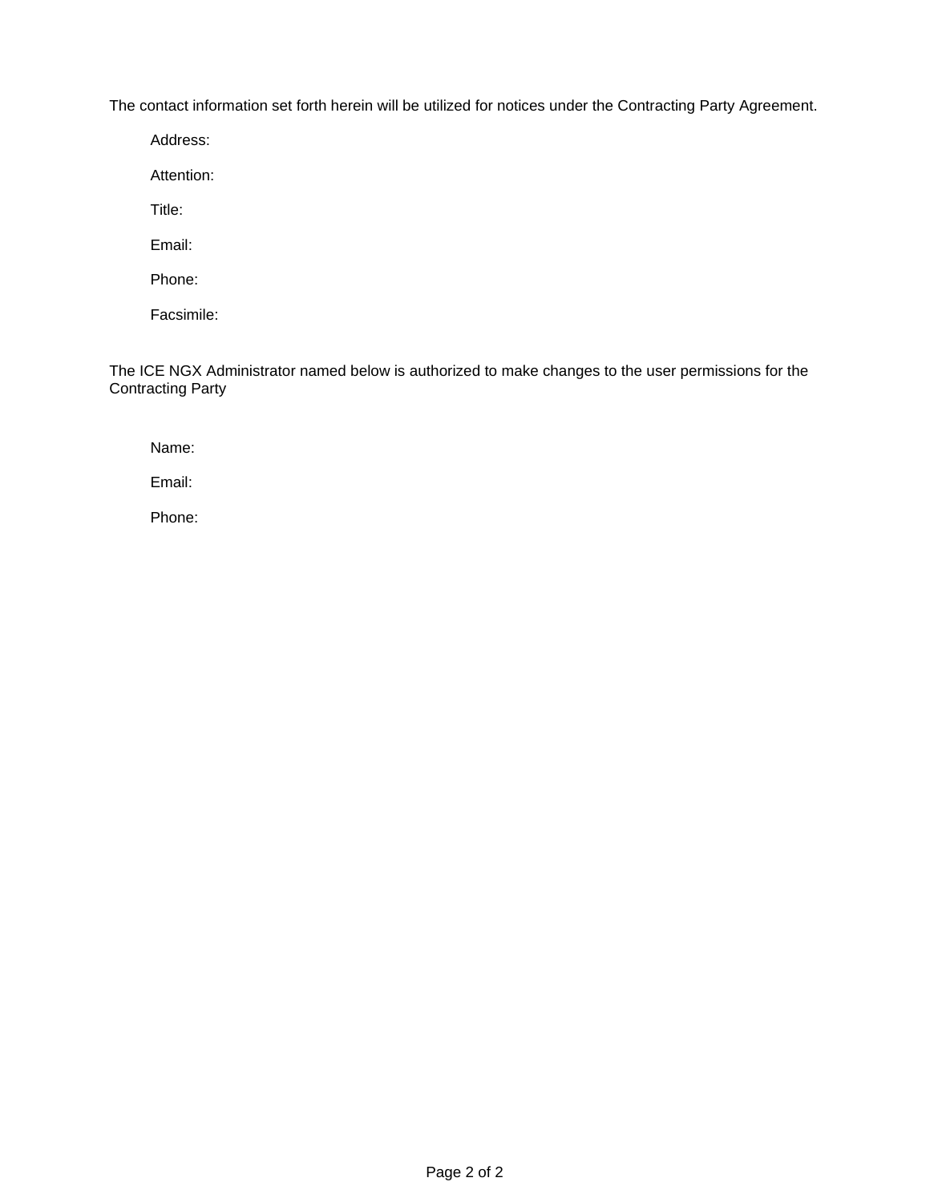The contact information set forth herein will be utilized for notices under the Contracting Party Agreement.

Address:

Attention:

Title:

Email:

Phone:

Facsimile:

The ICE NGX Administrator named below is authorized to make changes to the user permissions for the Contracting Party

Name:

Email:

Phone: